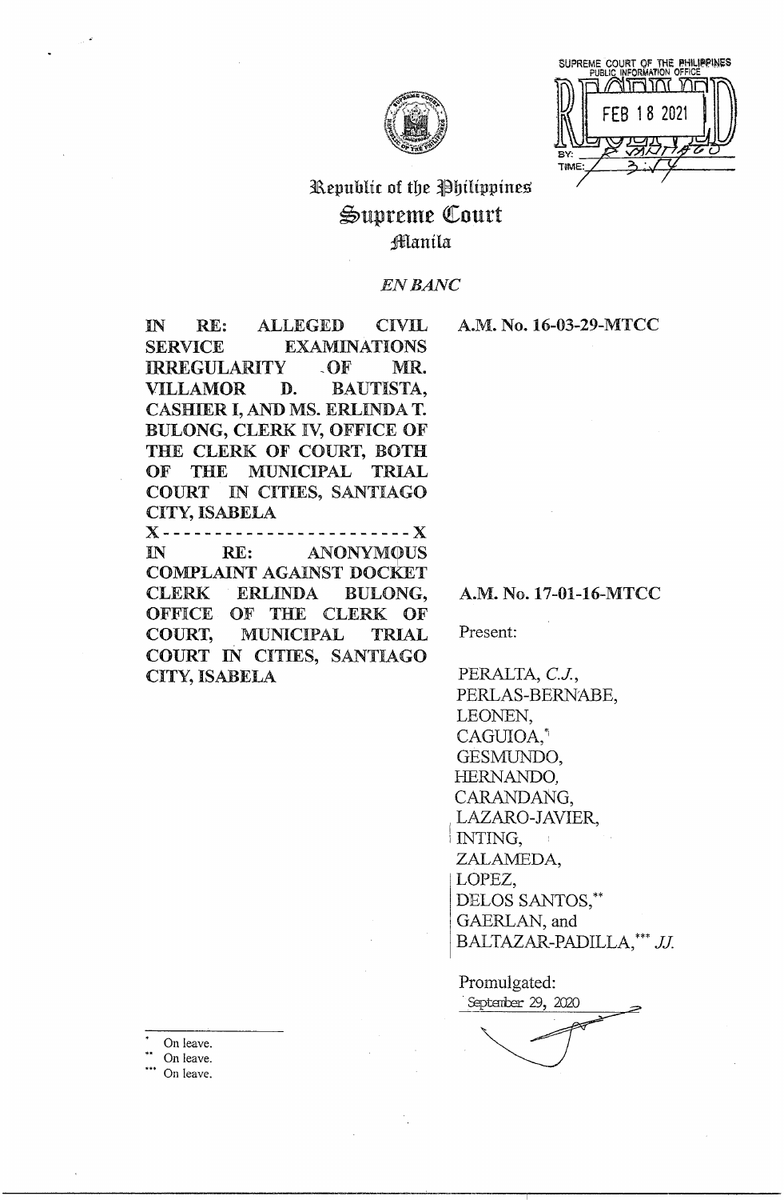SUPREME COURT OF THE PHILIPPINES
PUBLIC INFORMATION OFFICE
FEB 18 2021
BY:
TIME: 3:17

# Republic of the Philippines
# Supreme Court
## Manila

*EN BANC*

**IN RE: ALLEGED CIVIL SERVICE EXAMINATIONS IRREGULARITY OF MR. VILLAMOR D. BAUTISTA, CASHIER I, AND MS. ERLINDA T. BULONG, CLERK IV, OFFICE OF THE CLERK OF COURT, BOTH OF THE MUNICIPAL TRIAL COURT IN CITIES, SANTIAGO CITY, ISABELA**

**A.M. No. 16-03-29-MTCC**

x - - - - - - - - - - - - - - - - - - - - - - - - x

**IN RE: ANONYMOUS COMPLAINT AGAINST DOCKET CLERK ERLINDA BULONG, OFFICE OF THE CLERK OF COURT, MUNICIPAL TRIAL COURT IN CITIES, SANTIAGO CITY, ISABELA**

**A.M. No. 17-01-16-MTCC**

Present:

PERALTA, *C.J.*,
PERLAS-BERNABE,
LEONEN,
CAGUIOA,[*]
GESMUNDO,
HERNANDO,
CARANDANG,
LAZARO-JAVIER,
INTING,
ZALAMEDA,
LOPEZ,
DELOS SANTOS,[**]
GAERLAN, and
BALTAZAR-PADILLA,[***] *JJ.*

Promulgated:
September 29, 2020

---

[*] On leave.
[**] On leave.
[***] On leave.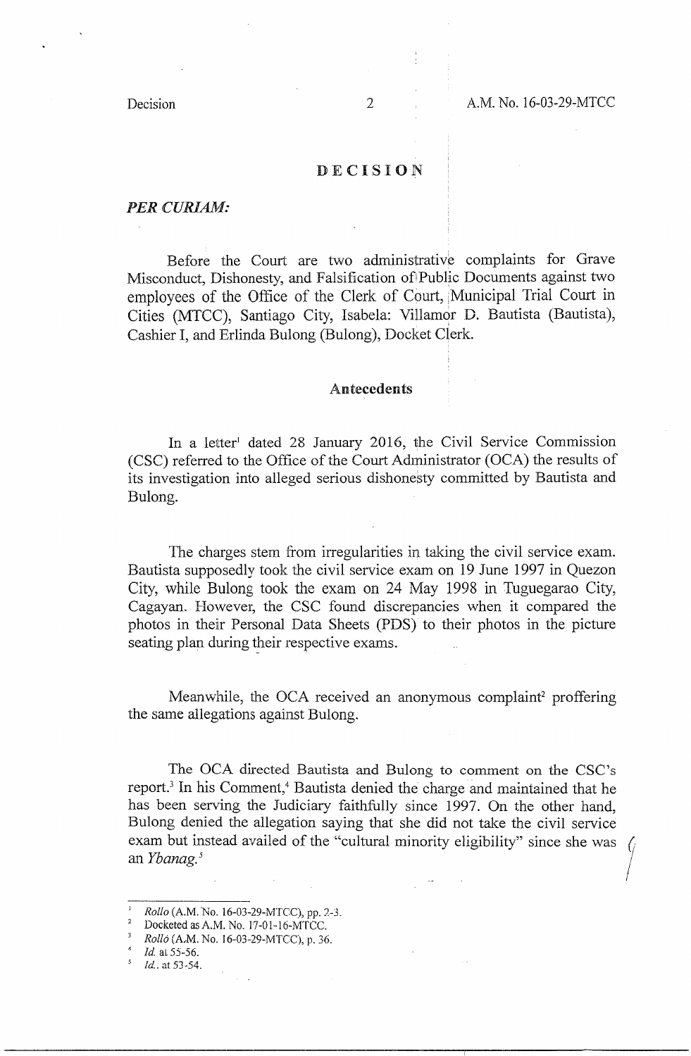# DECISION

***PER CURIAM:***

Before the Court are two administrative complaints for Grave Misconduct, Dishonesty, and Falsification of Public Documents against two employees of the Office of the Clerk of Court, Municipal Trial Court in Cities (MTCC), Santiago City, Isabela: Villamor D. Bautista (Bautista), Cashier I, and Erlinda Bulong (Bulong), Docket Clerk.

## Antecedents

In a letter[1] dated 28 January 2016, the Civil Service Commission (CSC) referred to the Office of the Court Administrator (OCA) the results of its investigation into alleged serious dishonesty committed by Bautista and Bulong.

The charges stem from irregularities in taking the civil service exam. Bautista supposedly took the civil service exam on 19 June 1997 in Quezon City, while Bulong took the exam on 24 May 1998 in Tuguegarao City, Cagayan. However, the CSC found discrepancies when it compared the photos in their Personal Data Sheets (PDS) to their photos in the picture seating plan during their respective exams.

Meanwhile, the OCA received an anonymous complaint[2] proffering the same allegations against Bulong.

The OCA directed Bautista and Bulong to comment on the CSC's report.[3] In his Comment,[4] Bautista denied the charge and maintained that he has been serving the Judiciary faithfully since 1997. On the other hand, Bulong denied the allegation saying that she did not take the civil service exam but instead availed of the "cultural minority eligibility" since she was an *Ybanag*.[5]

---

[1] *Rollo* (A.M. No. 16-03-29-MTCC), pp. 2-3.
[2] Docketed as A.M. No. 17-01-16-MTCC.
[3] *Rollo* (A.M. No. 16-03-29-MTCC), p. 36.
[4] *Id.* at 55-56.
[5] *Id.* at 53-54.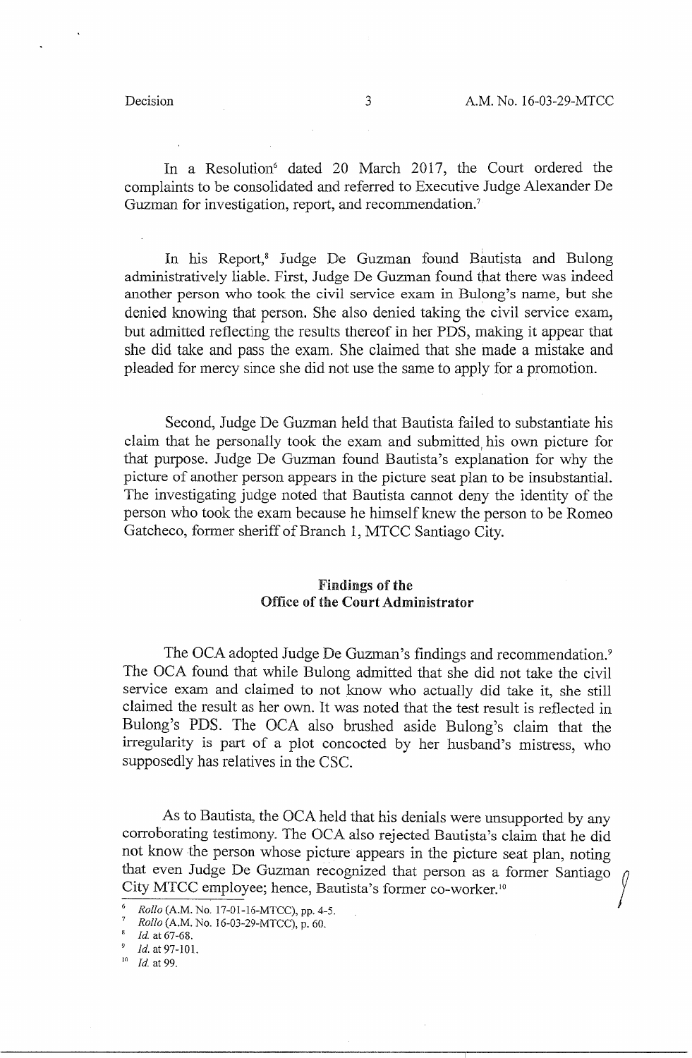In a Resolution[6] dated 20 March 2017, the Court ordered the complaints to be consolidated and referred to Executive Judge Alexander De Guzman for investigation, report, and recommendation.[7]

In his Report,[8] Judge De Guzman found Bautista and Bulong administratively liable. First, Judge De Guzman found that there was indeed another person who took the civil service exam in Bulong's name, but she denied knowing that person. She also denied taking the civil service exam, but admitted reflecting the results thereof in her PDS, making it appear that she did take and pass the exam. She claimed that she made a mistake and pleaded for mercy since she did not use the same to apply for a promotion.

Second, Judge De Guzman held that Bautista failed to substantiate his claim that he personally took the exam and submitted his own picture for that purpose. Judge De Guzman found Bautista's explanation for why the picture of another person appears in the picture seat plan to be insubstantial. The investigating judge noted that Bautista cannot deny the identity of the person who took the exam because he himself knew the person to be Romeo Gatcheco, former sheriff of Branch 1, MTCC Santiago City.

**Findings of the**
**Office of the Court Administrator**

The OCA adopted Judge De Guzman's findings and recommendation.[9] The OCA found that while Bulong admitted that she did not take the civil service exam and claimed to not know who actually did take it, she still claimed the result as her own. It was noted that the test result is reflected in Bulong's PDS. The OCA also brushed aside Bulong's claim that the irregularity is part of a plot concocted by her husband's mistress, who supposedly has relatives in the CSC.

As to Bautista, the OCA held that his denials were unsupported by any corroborating testimony. The OCA also rejected Bautista's claim that he did not know the person whose picture appears in the picture seat plan, noting that even Judge De Guzman recognized that person as a former Santiago City MTCC employee; hence, Bautista's former co-worker.[10]

---

[6] *Rollo* (A.M. No. 17-01-16-MTCC), pp. 4-5.
[7] *Rollo* (A.M. No. 16-03-29-MTCC), p. 60.
[8] *Id.* at 67-68.
[9] *Id.* at 97-101.
[10] *Id.* at 99.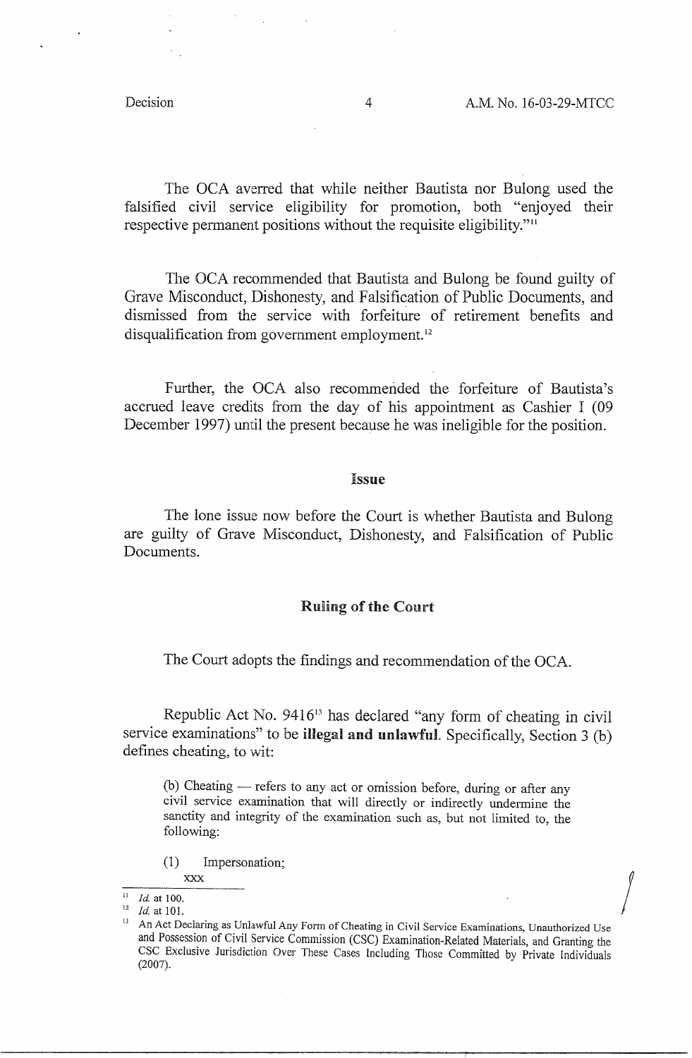The OCA averred that while neither Bautista nor Bulong used the falsified civil service eligibility for promotion, both "enjoyed their respective permanent positions without the requisite eligibility."[11]

The OCA recommended that Bautista and Bulong be found guilty of Grave Misconduct, Dishonesty, and Falsification of Public Documents, and dismissed from the service with forfeiture of retirement benefits and disqualification from government employment.[12]

Further, the OCA also recommended the forfeiture of Bautista's accrued leave credits from the day of his appointment as Cashier I (09 December 1997) until the present because he was ineligible for the position.

## Issue

The lone issue now before the Court is whether Bautista and Bulong are guilty of Grave Misconduct, Dishonesty, and Falsification of Public Documents.

## Ruling of the Court

The Court adopts the findings and recommendation of the OCA.

Republic Act No. 9416[13] has declared "any form of cheating in civil service examinations" to be **illegal and unlawful**. Specifically, Section 3 (b) defines cheating, to wit:

> (b) Cheating — refers to any act or omission before, during or after any civil service examination that will directly or indirectly undermine the sanctity and integrity of the examination such as, but not limited to, the following:
>
> (1) Impersonation;
>
> xxx

---

[11] *Id.* at 100.

[12] *Id.* at 101.

[13] An Act Declaring as Unlawful Any Form of Cheating in Civil Service Examinations, Unauthorized Use and Possession of Civil Service Commission (CSC) Examination-Related Materials, and Granting the CSC Exclusive Jurisdiction Over These Cases Including Those Committed by Private Individuals (2007).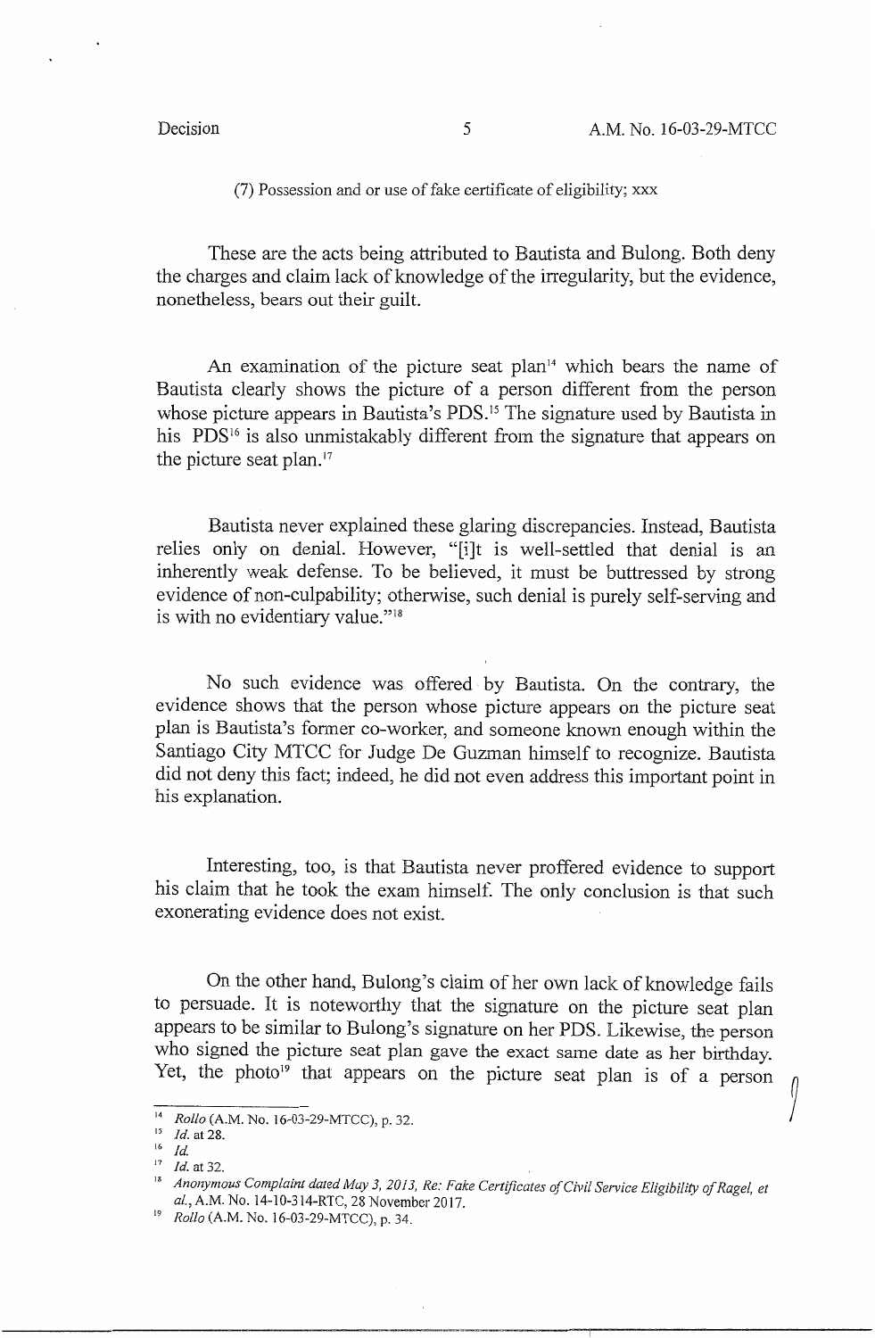(7) Possession and or use of fake certificate of eligibility; xxx

These are the acts being attributed to Bautista and Bulong. Both deny the charges and claim lack of knowledge of the irregularity, but the evidence, nonetheless, bears out their guilt.

An examination of the picture seat plan[14] which bears the name of Bautista clearly shows the picture of a person different from the person whose picture appears in Bautista's PDS.[15] The signature used by Bautista in his PDS[16] is also unmistakably different from the signature that appears on the picture seat plan.[17]

Bautista never explained these glaring discrepancies. Instead, Bautista relies only on denial. However, "[i]t is well-settled that denial is an inherently weak defense. To be believed, it must be buttressed by strong evidence of non-culpability; otherwise, such denial is purely self-serving and is with no evidentiary value."[18]

No such evidence was offered by Bautista. On the contrary, the evidence shows that the person whose picture appears on the picture seat plan is Bautista's former co-worker, and someone known enough within the Santiago City MTCC for Judge De Guzman himself to recognize. Bautista did not deny this fact; indeed, he did not even address this important point in his explanation.

Interesting, too, is that Bautista never proffered evidence to support his claim that he took the exam himself. The only conclusion is that such exonerating evidence does not exist.

On the other hand, Bulong's claim of her own lack of knowledge fails to persuade. It is noteworthy that the signature on the picture seat plan appears to be similar to Bulong's signature on her PDS. Likewise, the person who signed the picture seat plan gave the exact same date as her birthday. Yet, the photo[19] that appears on the picture seat plan is of a person

---

[14] *Rollo* (A.M. No. 16-03-29-MTCC), p. 32.

[15] *Id.* at 28.

[16] *Id.*

[17] *Id.* at 32.

[18] *Anonymous Complaint dated May 3, 2013, Re: Fake Certificates of Civil Service Eligibility of Ragel, et al.*, A.M. No. 14-10-314-RTC, 28 November 2017.

[19] *Rollo* (A.M. No. 16-03-29-MTCC), p. 34.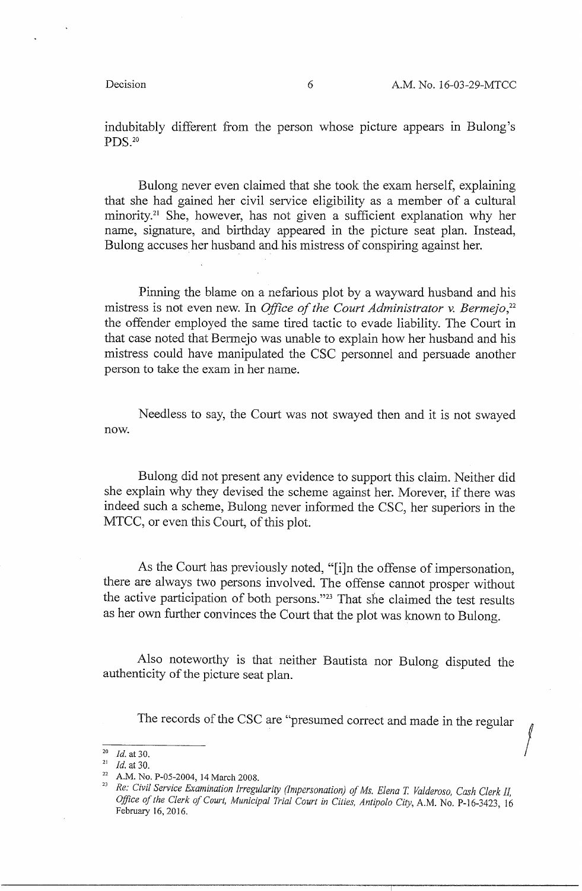indubitably different from the person whose picture appears in Bulong's PDS.[20]

Bulong never even claimed that she took the exam herself, explaining that she had gained her civil service eligibility as a member of a cultural minority.[21] She, however, has not given a sufficient explanation why her name, signature, and birthday appeared in the picture seat plan. Instead, Bulong accuses her husband and his mistress of conspiring against her.

Pinning the blame on a nefarious plot by a wayward husband and his mistress is not even new. In *Office of the Court Administrator v. Bermejo*,[22] the offender employed the same tired tactic to evade liability. The Court in that case noted that Bermejo was unable to explain how her husband and his mistress could have manipulated the CSC personnel and persuade another person to take the exam in her name.

Needless to say, the Court was not swayed then and it is not swayed now.

Bulong did not present any evidence to support this claim. Neither did she explain why they devised the scheme against her. Morever, if there was indeed such a scheme, Bulong never informed the CSC, her superiors in the MTCC, or even this Court, of this plot.

As the Court has previously noted, "[i]n the offense of impersonation, there are always two persons involved. The offense cannot prosper without the active participation of both persons."[23] That she claimed the test results as her own further convinces the Court that the plot was known to Bulong.

Also noteworthy is that neither Bautista nor Bulong disputed the authenticity of the picture seat plan.

The records of the CSC are "presumed correct and made in the regular

---

[20] *Id.* at 30.

[21] *Id.* at 30.

[22] A.M. No. P-05-2004, 14 March 2008.

[23] *Re: Civil Service Examination Irregularity (Impersonation) of Ms. Elena T. Valderoso, Cash Clerk II, Office of the Clerk of Court, Municipal Trial Court in Cities, Antipolo City*, A.M. No. P-16-3423, 16 February 16, 2016.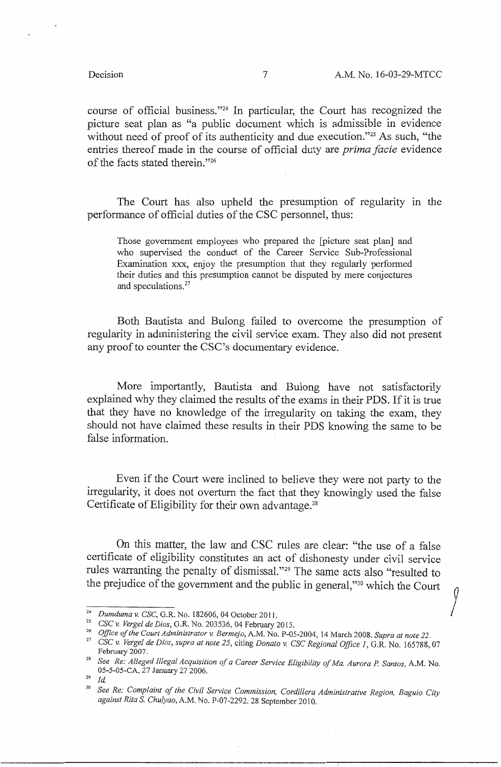course of official business."[24] In particular, the Court has recognized the picture seat plan as "a public document which is admissible in evidence without need of proof of its authenticity and due execution."[25] As such, "the entries thereof made in the course of official duty are *prima facie* evidence of the facts stated therein."[26]

The Court has also upheld the presumption of regularity in the performance of official duties of the CSC personnel, thus:

> Those government employees who prepared the [picture seat plan] and who supervised the conduct of the Career Service Sub-Professional Examination xxx, enjoy the presumption that they regularly performed their duties and this presumption cannot be disputed by mere conjectures and speculations.[27]

Both Bautista and Bulong failed to overcome the presumption of regularity in administering the civil service exam. They also did not present any proof to counter the CSC's documentary evidence.

More importantly, Bautista and Bulong have not satisfactorily explained why they claimed the results of the exams in their PDS. If it is true that they have no knowledge of the irregularity on taking the exam, they should not have claimed these results in their PDS knowing the same to be false information.

Even if the Court were inclined to believe they were not party to the irregularity, it does not overturn the fact that they knowingly used the false Certificate of Eligibility for their own advantage.[28]

On this matter, the law and CSC rules are clear: "the use of a false certificate of eligibility constitutes an act of dishonesty under civil service rules warranting the penalty of dismissal."[29] The same acts also "resulted to the prejudice of the government and the public in general,"[30] which the Court

---

[24] *Dumduma v. CSC*, G.R. No. 182606, 04 October 2011.

[25] *CSC v. Vergel de Dios*, G.R. No. 203536, 04 February 2015.

[26] *Office of the Court Administrator v. Bermejo*, A.M. No. P-05-2004, 14 March 2008. *Supra at note 22.*

[27] *CSC v. Vergel de Dios, supra at note 25*, citing *Donato v. CSC Regional Office 1*, G.R. No. 165788, 07 February 2007.

[28] *See Re: Alleged Illegal Acquisition of a Career Service Eligibility of Ma. Aurora P. Santos*, A.M. No. 05-5-05-CA, 27 January 27 2006.

[29] *Id.*

[30] *See Re: Complaint of the Civil Service Commission, Cordillera Administrative Region, Baguio City against Rita S. Chulyao*, A.M. No. P-07-2292. 28 September 2010.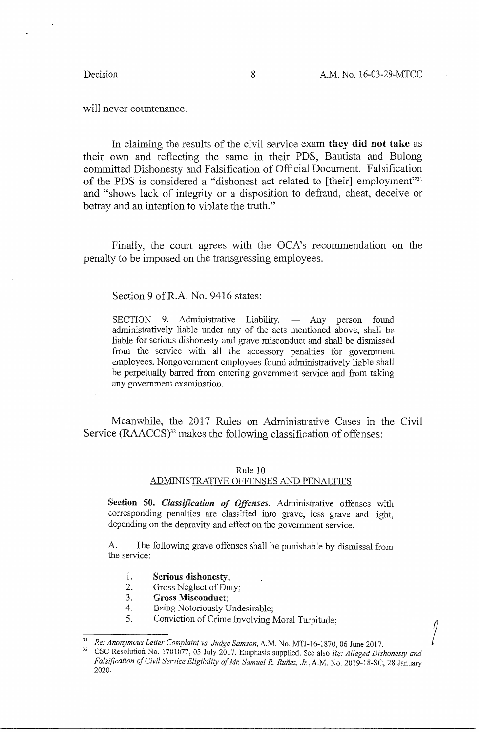will never countenance.

In claiming the results of the civil service exam **they did not take** as their own and reflecting the same in their PDS, Bautista and Bulong committed Dishonesty and Falsification of Official Document. Falsification of the PDS is considered a "dishonest act related to [their] employment"[31] and "shows lack of integrity or a disposition to defraud, cheat, deceive or betray and an intention to violate the truth."

Finally, the court agrees with the OCA's recommendation on the penalty to be imposed on the transgressing employees.

Section 9 of R.A. No. 9416 states:

> SECTION 9. Administrative Liability. — Any person found administratively liable under any of the acts mentioned above, shall be liable for serious dishonesty and grave misconduct and shall be dismissed from the service with all the accessory penalties for government employees. Nongovernment employees found administratively liable shall be perpetually barred from entering government service and from taking any government examination.

Meanwhile, the 2017 Rules on Administrative Cases in the Civil Service (RAACCS)[32] makes the following classification of offenses:

> Rule 10
> ADMINISTRATIVE OFFENSES AND PENALTIES
>
> **Section 50.** ***Classification of Offenses.*** Administrative offenses with corresponding penalties are classified into grave, less grave and light, depending on the depravity and effect on the government service.
>
> A. The following grave offenses shall be punishable by dismissal from the service:
>
> 1. **Serious dishonesty**;
> 2. Gross Neglect of Duty;
> 3. **Gross Misconduct**;
> 4. Being Notoriously Undesirable;
> 5. Conviction of Crime Involving Moral Turpitude;

---

[31] *Re: Anonymous Letter Complaint vs. Judge Samson*, A.M. No. MTJ-16-1870, 06 June 2017.

[32] CSC Resolution No. 1701077, 03 July 2017. Emphasis supplied. See also *Re: Alleged Dishonesty and Falsification of Civil Service Eligibility of Mr. Samuel R. Ruñez, Jr.*, A.M. No. 2019-18-SC, 28 January 2020.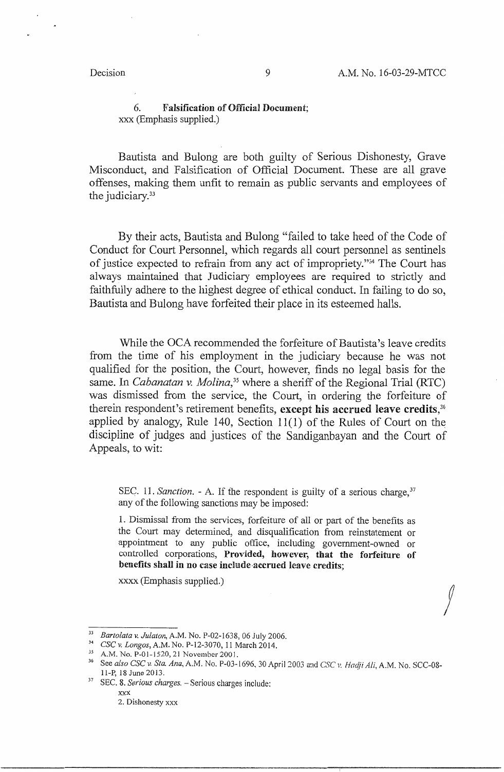6. **Falsification of Official Document**;
xxx (Emphasis supplied.)

Bautista and Bulong are both guilty of Serious Dishonesty, Grave Misconduct, and Falsification of Official Document. These are all grave offenses, making them unfit to remain as public servants and employees of the judiciary.[33]

By their acts, Bautista and Bulong "failed to take heed of the Code of Conduct for Court Personnel, which regards all court personnel as sentinels of justice expected to refrain from any act of impropriety."[34] The Court has always maintained that Judiciary employees are required to strictly and faithfully adhere to the highest degree of ethical conduct. In failing to do so, Bautista and Bulong have forfeited their place in its esteemed halls.

While the OCA recommended the forfeiture of Bautista's leave credits from the time of his employment in the judiciary because he was not qualified for the position, the Court, however, finds no legal basis for the same. In *Cabanatan v. Molina*,[35] where a sheriff of the Regional Trial (RTC) was dismissed from the service, the Court, in ordering the forfeiture of therein respondent's retirement benefits, **except his accrued leave credits**,[36] applied by analogy, Rule 140, Section 11(1) of the Rules of Court on the discipline of judges and justices of the Sandiganbayan and the Court of Appeals, to wit:

> SEC. 11. *Sanction*. - A. If the respondent is guilty of a serious charge,[37] any of the following sanctions may be imposed:
>
> 1. Dismissal from the services, forfeiture of all or part of the benefits as the Court may determined, and disqualification from reinstatement or appointment to any public office, including government-owned or controlled corporations, **Provided, however, that the forfeiture of benefits shall in no case include accrued leave credits**;
>
> xxxx (Emphasis supplied.)

---

[33] *Bartolata v. Julaton*, A.M. No. P-02-1638, 06 July 2006.

[34] *CSC v. Longos*, A.M. No. P-12-3070, 11 March 2014.

[35] A.M. No. P-01-1520, 21 November 2001.

[36] See *also CSC v. Sta. Ana*, A.M. No. P-03-1696, 30 April 2003 and *CSC v. Hadji Ali*, A.M. No. SCC-08-11-P, 18 June 2013.

[37] SEC. 8. *Serious charges*. – Serious charges include:
xxx
2. Dishonesty xxx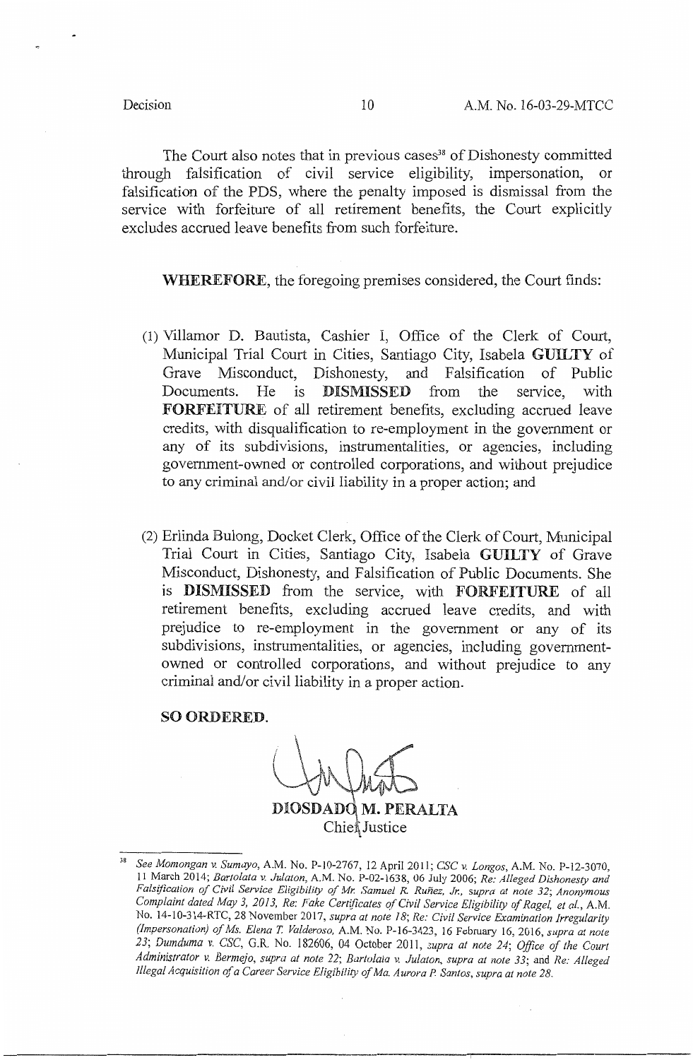The Court also notes that in previous cases[38] of Dishonesty committed through falsification of civil service eligibility, impersonation, or falsification of the PDS, where the penalty imposed is dismissal from the service with forfeiture of all retirement benefits, the Court explicitly excludes accrued leave benefits from such forfeiture.

**WHEREFORE**, the foregoing premises considered, the Court finds:

(1) Villamor D. Bautista, Cashier I, Office of the Clerk of Court, Municipal Trial Court in Cities, Santiago City, Isabela **GUILTY** of Grave Misconduct, Dishonesty, and Falsification of Public Documents. He is **DISMISSED** from the service, with **FORFEITURE** of all retirement benefits, excluding accrued leave credits, with disqualification to re-employment in the government or any of its subdivisions, instrumentalities, or agencies, including government-owned or controlled corporations, and without prejudice to any criminal and/or civil liability in a proper action; and

(2) Erlinda Bulong, Docket Clerk, Office of the Clerk of Court, Municipal Trial Court in Cities, Santiago City, Isabela **GUILTY** of Grave Misconduct, Dishonesty, and Falsification of Public Documents. She is **DISMISSED** from the service, with **FORFEITURE** of all retirement benefits, excluding accrued leave credits, and with prejudice to re-employment in the government or any of its subdivisions, instrumentalities, or agencies, including government-owned or controlled corporations, and without prejudice to any criminal and/or civil liability in a proper action.

**SO ORDERED.**

**DIOSDADO M. PERALTA**
Chief Justice

---

[38] *See Momongan v. Sumayo*, A.M. No. P-10-2767, 12 April 2011; *CSC v. Longos*, A.M. No. P-12-3070, 11 March 2014; *Bartolata v. Julaton*, A.M. No. P-02-1638, 06 July 2006; *Re: Alleged Dishonesty and Falsification of Civil Service Eligibility of Mr. Samuel R. Ruñez, Jr., supra at note 32*; *Anonymous Complaint dated May 3, 2013, Re: Fake Certificates of Civil Service Eligibility of Ragel, et al.*, A.M. No. 14-10-314-RTC, 28 November 2017, *supra at note 18*; *Re: Civil Service Examination Irregularity (Impersonation) of Ms. Elena T. Valderoso*, A.M. No. P-16-3423, 16 February 16, 2016, *supra at note 23*; *Dumduma v. CSC*, G.R. No. 182606, 04 October 2011, *supra at note 24*; *Office of the Court Administrator v. Bermejo, supra at note 22*; *Bartolata v. Julaton, supra at note 33*; and *Re: Alleged Illegal Acquisition of a Career Service Eligibility of Ma. Aurora P. Santos, supra at note 28*.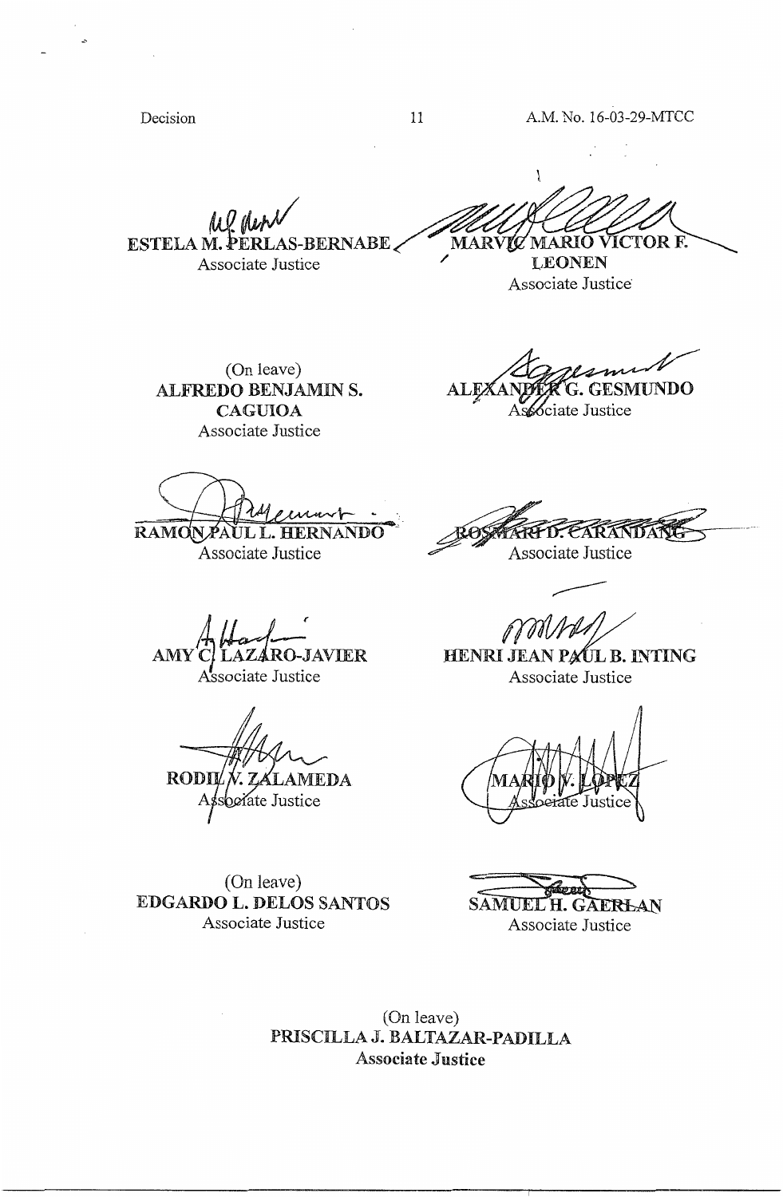ESTELA M. PERLAS-BERNABE
Associate Justice

MARVIC MARIO VICTOR F. LEONEN
Associate Justice

(On leave)
ALFREDO BENJAMIN S. CAGUIOA
Associate Justice

ALEXANDER G. GESMUNDO
Associate Justice

RAMON PAUL L. HERNANDO
Associate Justice

ROSMARI D. CARANDANG
Associate Justice

AMY C. LAZARO-JAVIER
Associate Justice

HENRI JEAN PAUL B. INTING
Associate Justice

RODIL V. ZALAMEDA
Associate Justice

MARIO V. LOPEZ
Associate Justice

(On leave)
EDGARDO L. DELOS SANTOS
Associate Justice

SAMUEL H. GAERLAN
Associate Justice

(On leave)
PRISCILLA J. BALTAZAR-PADILLA
Associate Justice